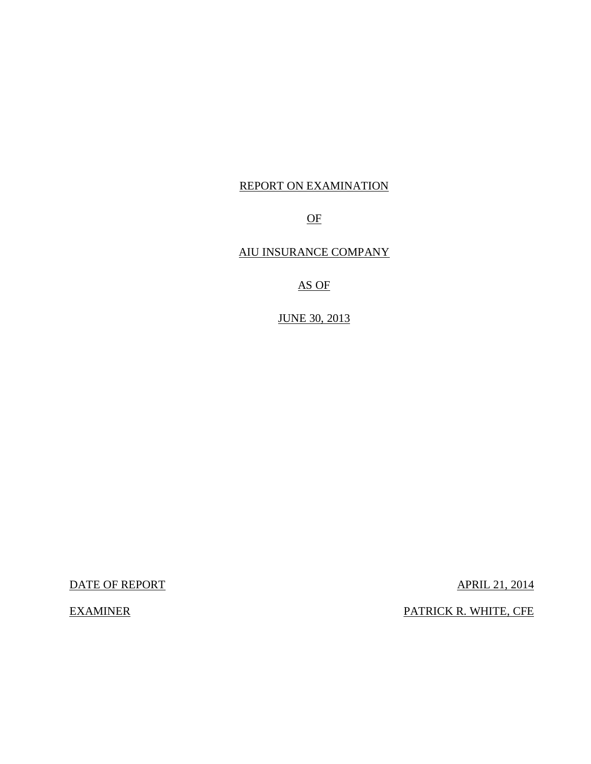# REPORT ON EXAMINATION

# OF

# AIU INSURANCE COMPANY

# AS OF

# JUNE 30, 2013

DATE OF REPORT APRIL 21, 2014

EXAMINER PATRICK R. WHITE, CFE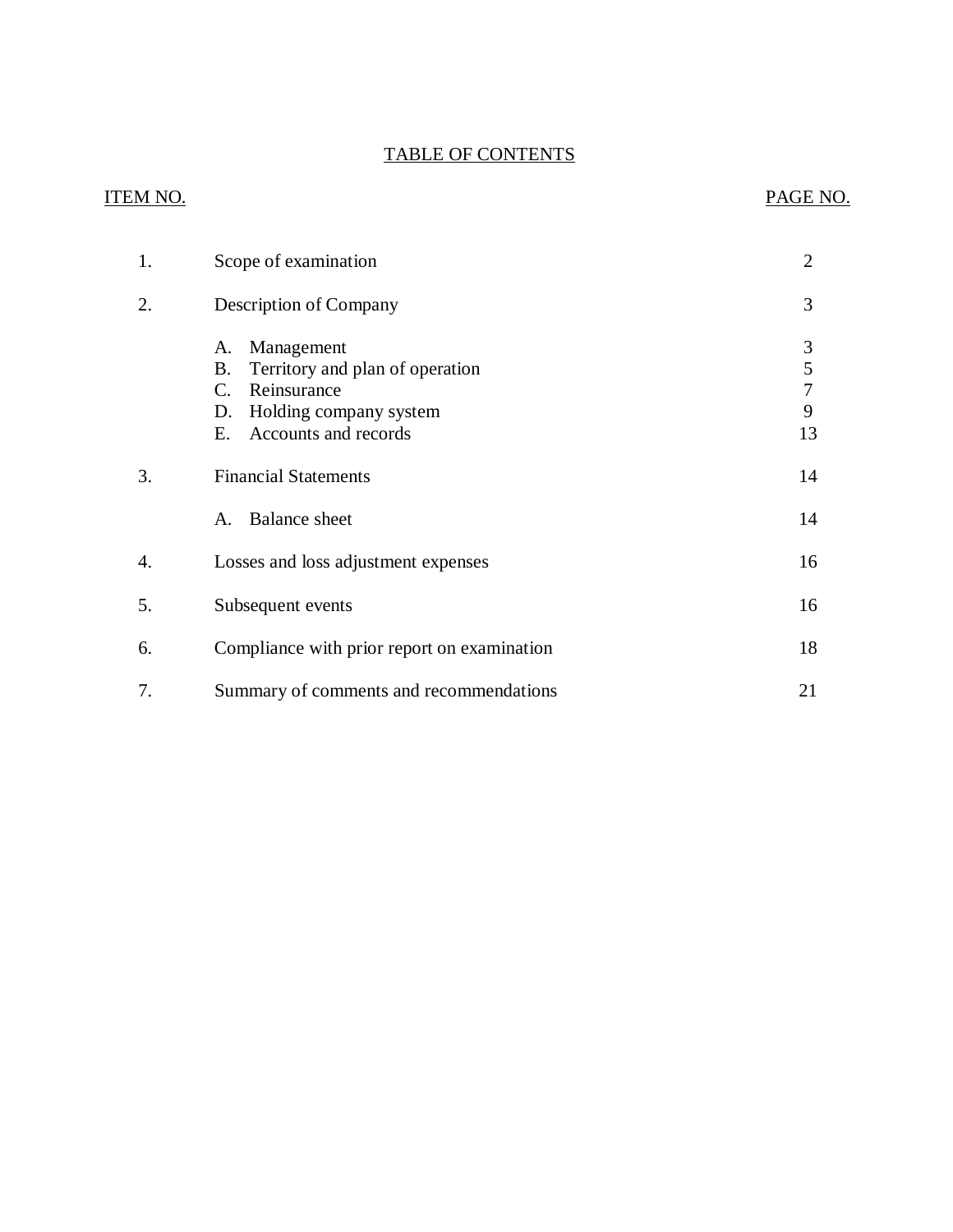# TABLE OF CONTENTS

| ITEM NO. | | PAGE NO. |
|---|---|---|
| 1. | Scope of examination | 2 |
| 2. | Description of Company | 3 |
| | A. Management | 3 |
| | B. Territory and plan of operation | 5 |
| | C. Reinsurance | 7 |
| | D. Holding company system | 9 |
| | E. Accounts and records | 13 |
| 3. | Financial Statements | 14 |
| | A. Balance sheet | 14 |
| 4. | Losses and loss adjustment expenses | 16 |
| 5. | Subsequent events | 16 |
| 6. | Compliance with prior report on examination | 18 |
| 7. | Summary of comments and recommendations | 21 |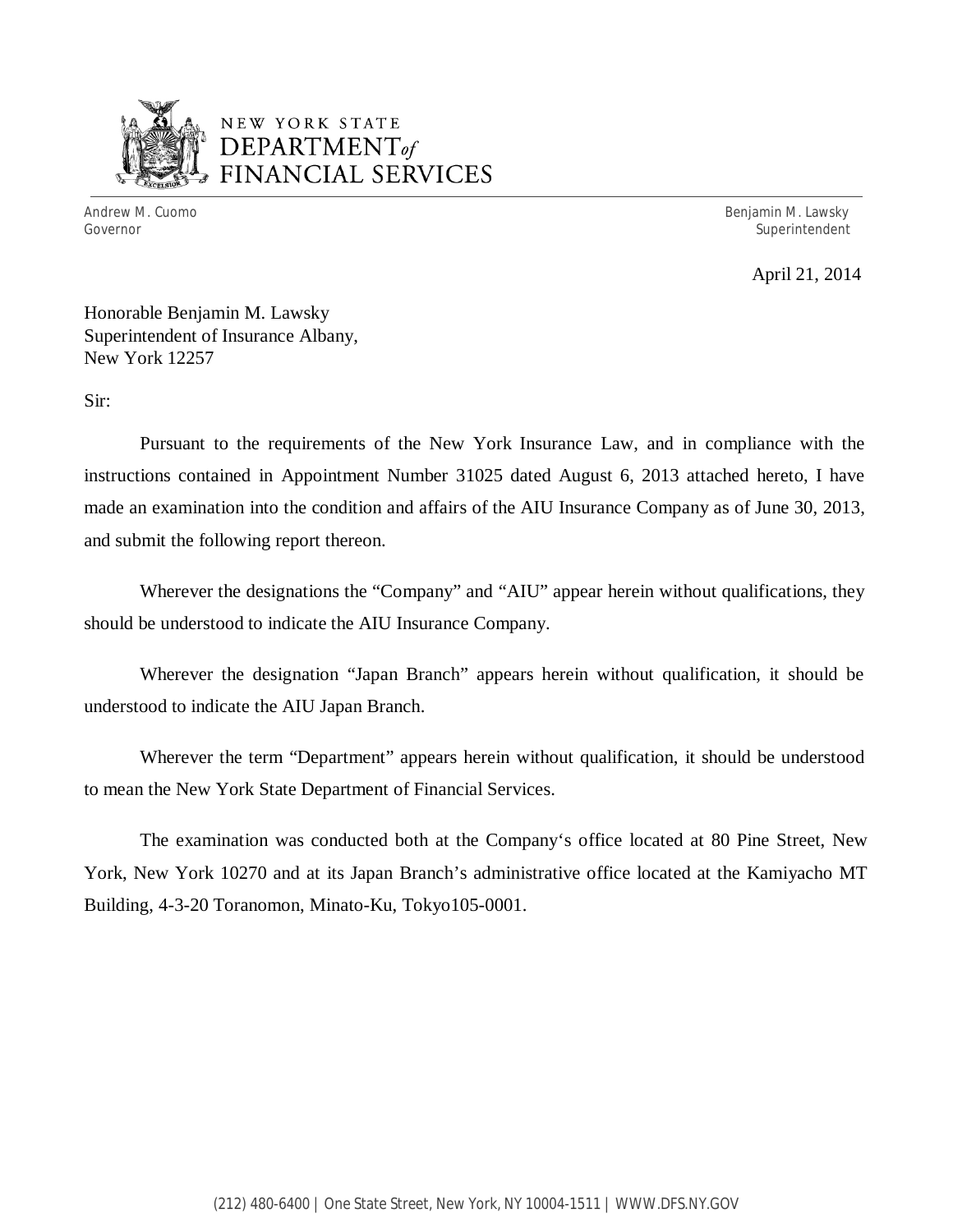NEW YORK STATE
DEPARTMENT *of*
FINANCIAL SERVICES

Andrew M. Cuomo
Governor

Benjamin M. Lawsky
Superintendent

April 21, 2014

Honorable Benjamin M. Lawsky
Superintendent of Insurance Albany,
New York 12257

Sir:

Pursuant to the requirements of the New York Insurance Law, and in compliance with the instructions contained in Appointment Number 31025 dated August 6, 2013 attached hereto, I have made an examination into the condition and affairs of the AIU Insurance Company as of June 30, 2013, and submit the following report thereon.

Wherever the designations the "Company" and "AIU" appear herein without qualifications, they should be understood to indicate the AIU Insurance Company.

Wherever the designation "Japan Branch" appears herein without qualification, it should be understood to indicate the AIU Japan Branch.

Wherever the term "Department" appears herein without qualification, it should be understood to mean the New York State Department of Financial Services.

The examination was conducted both at the Company's office located at 80 Pine Street, New York, New York 10270 and at its Japan Branch's administrative office located at the Kamiyacho MT Building, 4-3-20 Toranomon, Minato-Ku, Tokyo105-0001.

(212) 480-6400 | One State Street, New York, NY 10004-1511 | WWW.DFS.NY.GOV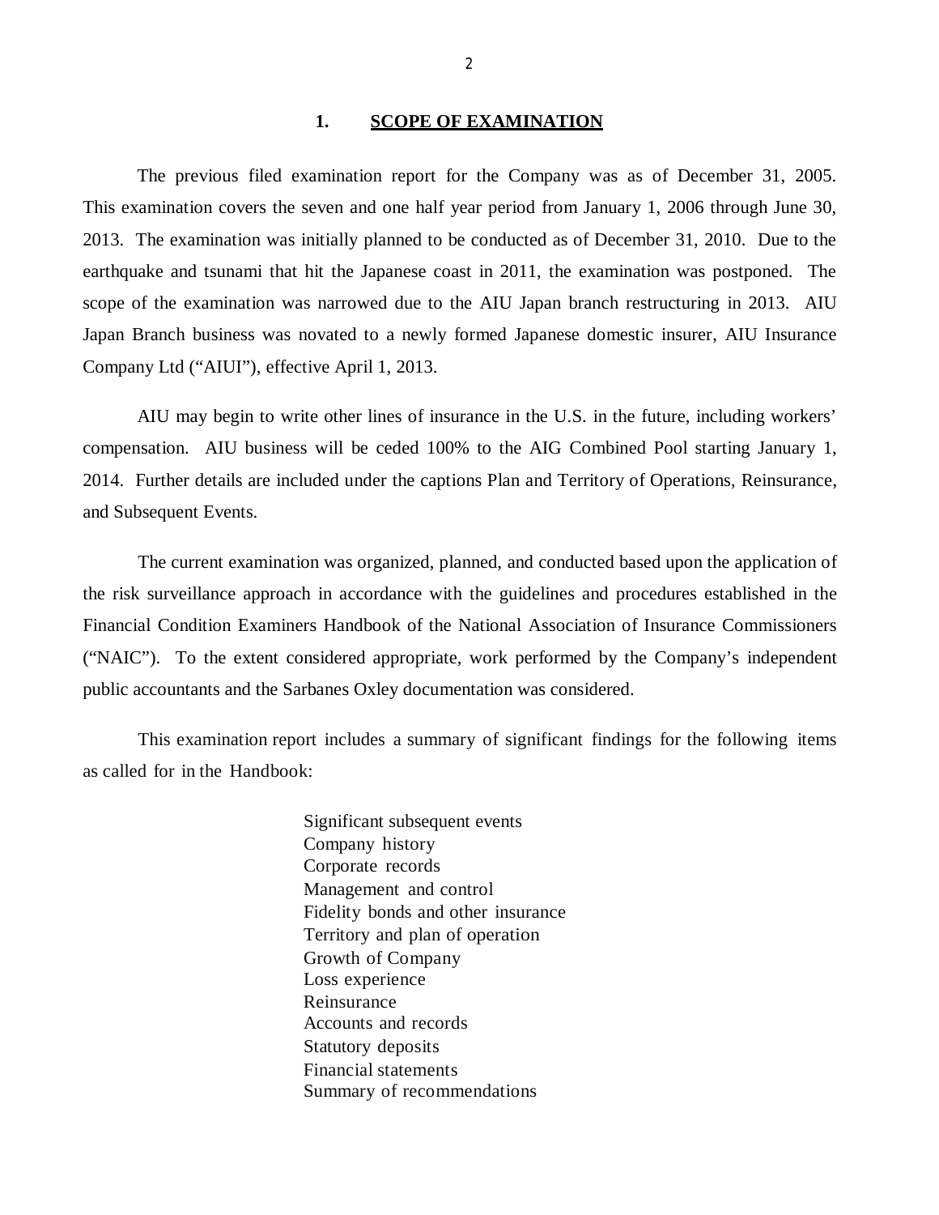## 1. SCOPE OF EXAMINATION

The previous filed examination report for the Company was as of December 31, 2005. This examination covers the seven and one half year period from January 1, 2006 through June 30, 2013. The examination was initially planned to be conducted as of December 31, 2010. Due to the earthquake and tsunami that hit the Japanese coast in 2011, the examination was postponed. The scope of the examination was narrowed due to the AIU Japan branch restructuring in 2013. AIU Japan Branch business was novated to a newly formed Japanese domestic insurer, AIU Insurance Company Ltd ("AIUI"), effective April 1, 2013.

AIU may begin to write other lines of insurance in the U.S. in the future, including workers' compensation. AIU business will be ceded 100% to the AIG Combined Pool starting January 1, 2014. Further details are included under the captions Plan and Territory of Operations, Reinsurance, and Subsequent Events.

The current examination was organized, planned, and conducted based upon the application of the risk surveillance approach in accordance with the guidelines and procedures established in the Financial Condition Examiners Handbook of the National Association of Insurance Commissioners ("NAIC"). To the extent considered appropriate, work performed by the Company's independent public accountants and the Sarbanes Oxley documentation was considered.

This examination report includes a summary of significant findings for the following items as called for in the Handbook:

- Significant subsequent events
- Company history
- Corporate records
- Management and control
- Fidelity bonds and other insurance
- Territory and plan of operation
- Growth of Company
- Loss experience
- Reinsurance
- Accounts and records
- Statutory deposits
- Financial statements
- Summary of recommendations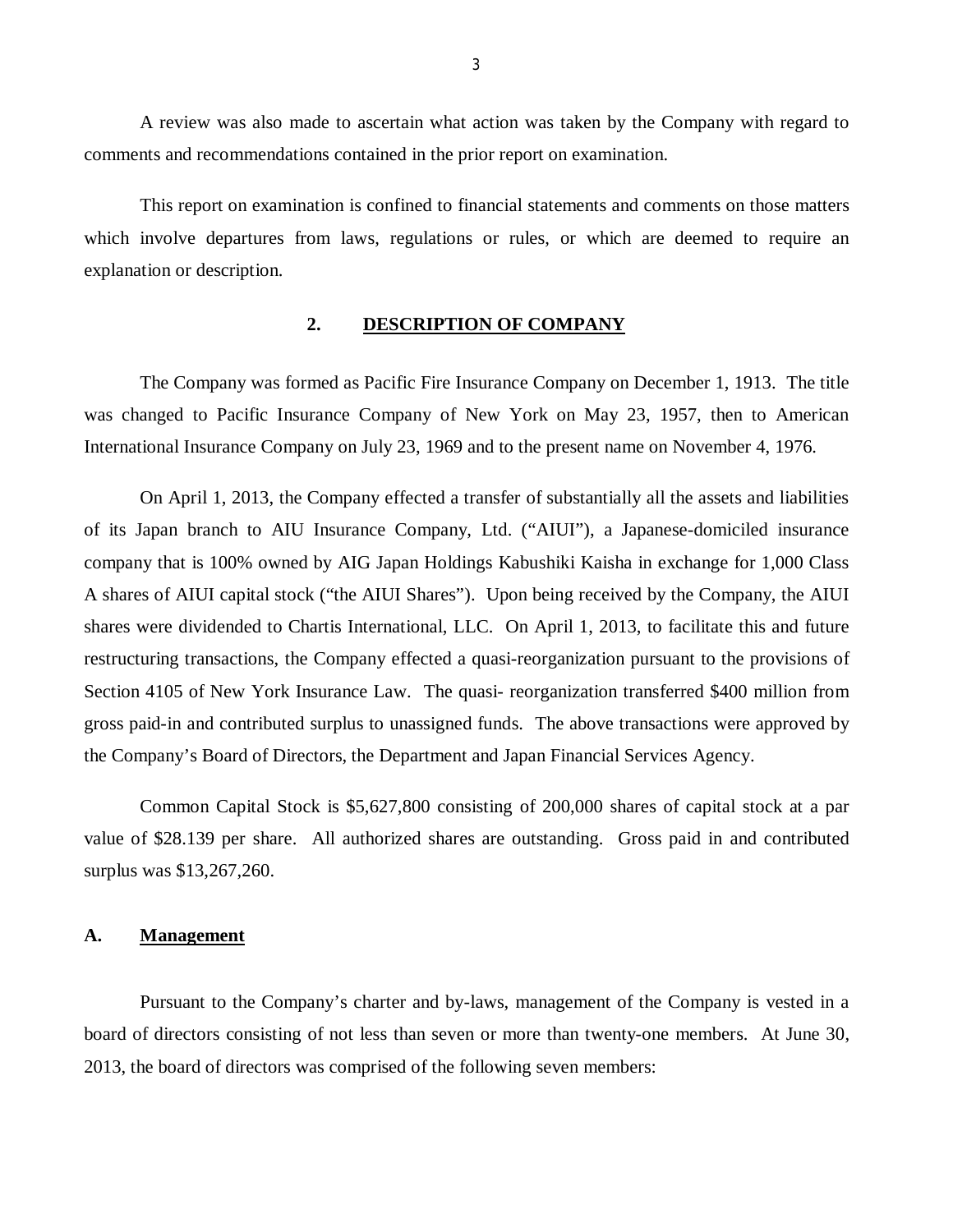A review was also made to ascertain what action was taken by the Company with regard to comments and recommendations contained in the prior report on examination.

This report on examination is confined to financial statements and comments on those matters which involve departures from laws, regulations or rules, or which are deemed to require an explanation or description.

## 2. DESCRIPTION OF COMPANY

The Company was formed as Pacific Fire Insurance Company on December 1, 1913. The title was changed to Pacific Insurance Company of New York on May 23, 1957, then to American International Insurance Company on July 23, 1969 and to the present name on November 4, 1976.

On April 1, 2013, the Company effected a transfer of substantially all the assets and liabilities of its Japan branch to AIU Insurance Company, Ltd. ("AIUI"), a Japanese-domiciled insurance company that is 100% owned by AIG Japan Holdings Kabushiki Kaisha in exchange for 1,000 Class A shares of AIUI capital stock ("the AIUI Shares"). Upon being received by the Company, the AIUI shares were dividended to Chartis International, LLC. On April 1, 2013, to facilitate this and future restructuring transactions, the Company effected a quasi-reorganization pursuant to the provisions of Section 4105 of New York Insurance Law. The quasi- reorganization transferred $400 million from gross paid-in and contributed surplus to unassigned funds. The above transactions were approved by the Company's Board of Directors, the Department and Japan Financial Services Agency.

Common Capital Stock is $5,627,800 consisting of 200,000 shares of capital stock at a par value of $28.139 per share. All authorized shares are outstanding. Gross paid in and contributed surplus was $13,267,260.

### A. Management

Pursuant to the Company's charter and by-laws, management of the Company is vested in a board of directors consisting of not less than seven or more than twenty-one members. At June 30, 2013, the board of directors was comprised of the following seven members: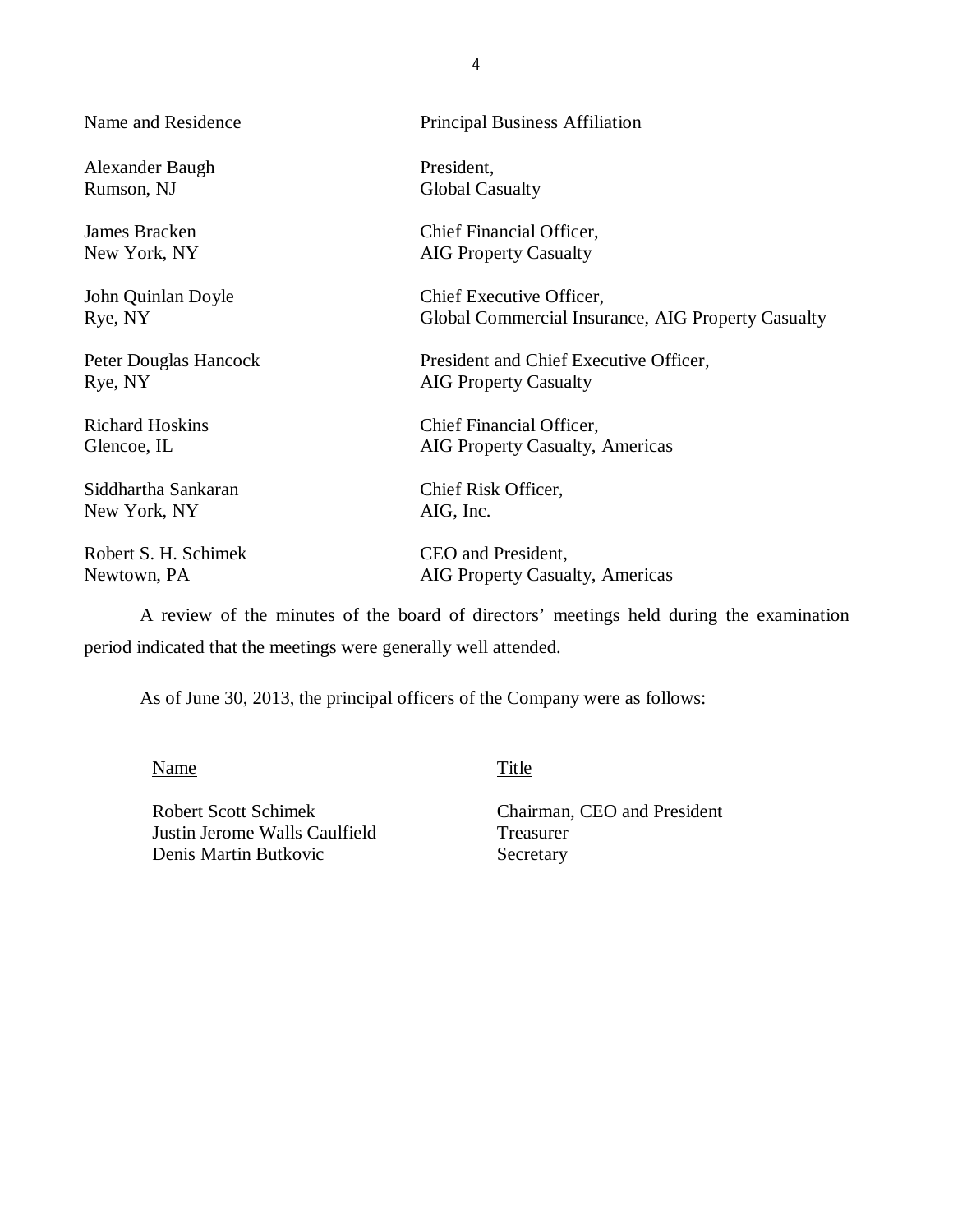| Name and Residence | Principal Business Affiliation |
|---|---|
| Alexander Baugh<br>Rumson, NJ | President,<br>Global Casualty |
| James Bracken<br>New York, NY | Chief Financial Officer,<br>AIG Property Casualty |
| John Quinlan Doyle<br>Rye, NY | Chief Executive Officer,<br>Global Commercial Insurance, AIG Property Casualty |
| Peter Douglas Hancock<br>Rye, NY | President and Chief Executive Officer,<br>AIG Property Casualty |
| Richard Hoskins<br>Glencoe, IL | Chief Financial Officer,<br>AIG Property Casualty, Americas |
| Siddhartha Sankaran<br>New York, NY | Chief Risk Officer,<br>AIG, Inc. |
| Robert S. H. Schimek<br>Newtown, PA | CEO and President,<br>AIG Property Casualty, Americas |

A review of the minutes of the board of directors' meetings held during the examination period indicated that the meetings were generally well attended.

As of June 30, 2013, the principal officers of the Company were as follows:

| Name | Title |
|---|---|
| Robert Scott Schimek | Chairman, CEO and President |
| Justin Jerome Walls Caulfield | Treasurer |
| Denis Martin Butkovic | Secretary |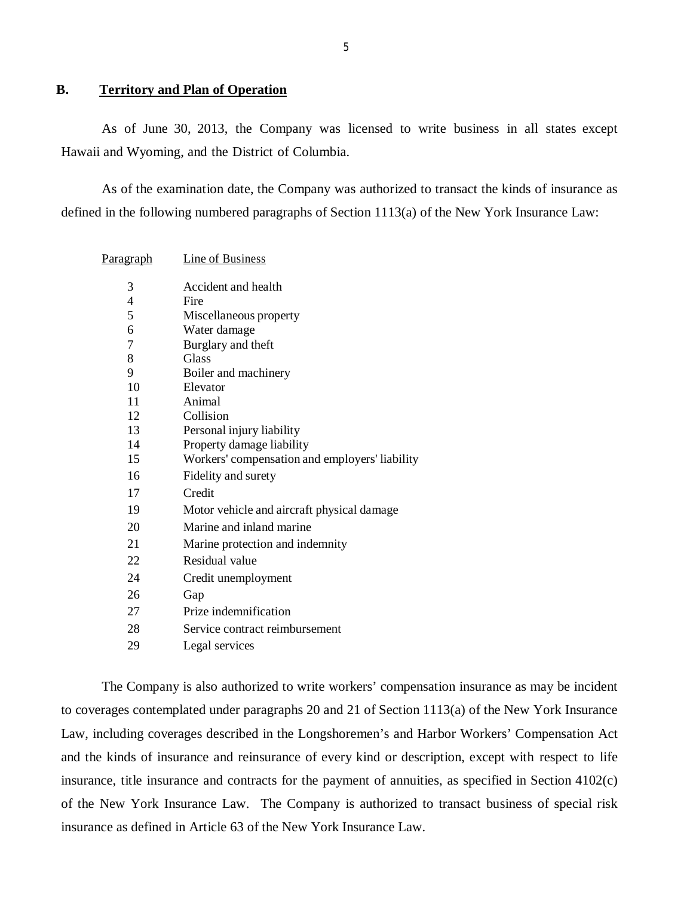## B. Territory and Plan of Operation

As of June 30, 2013, the Company was licensed to write business in all states except Hawaii and Wyoming, and the District of Columbia.

As of the examination date, the Company was authorized to transact the kinds of insurance as defined in the following numbered paragraphs of Section 1113(a) of the New York Insurance Law:

| Paragraph | Line of Business |
|---|---|
| 3 | Accident and health |
| 4 | Fire |
| 5 | Miscellaneous property |
| 6 | Water damage |
| 7 | Burglary and theft |
| 8 | Glass |
| 9 | Boiler and machinery |
| 10 | Elevator |
| 11 | Animal |
| 12 | Collision |
| 13 | Personal injury liability |
| 14 | Property damage liability |
| 15 | Workers' compensation and employers' liability |
| 16 | Fidelity and surety |
| 17 | Credit |
| 19 | Motor vehicle and aircraft physical damage |
| 20 | Marine and inland marine |
| 21 | Marine protection and indemnity |
| 22 | Residual value |
| 24 | Credit unemployment |
| 26 | Gap |
| 27 | Prize indemnification |
| 28 | Service contract reimbursement |
| 29 | Legal services |

The Company is also authorized to write workers' compensation insurance as may be incident to coverages contemplated under paragraphs 20 and 21 of Section 1113(a) of the New York Insurance Law, including coverages described in the Longshoremen's and Harbor Workers' Compensation Act and the kinds of insurance and reinsurance of every kind or description, except with respect to life insurance, title insurance and contracts for the payment of annuities, as specified in Section 4102(c) of the New York Insurance Law. The Company is authorized to transact business of special risk insurance as defined in Article 63 of the New York Insurance Law.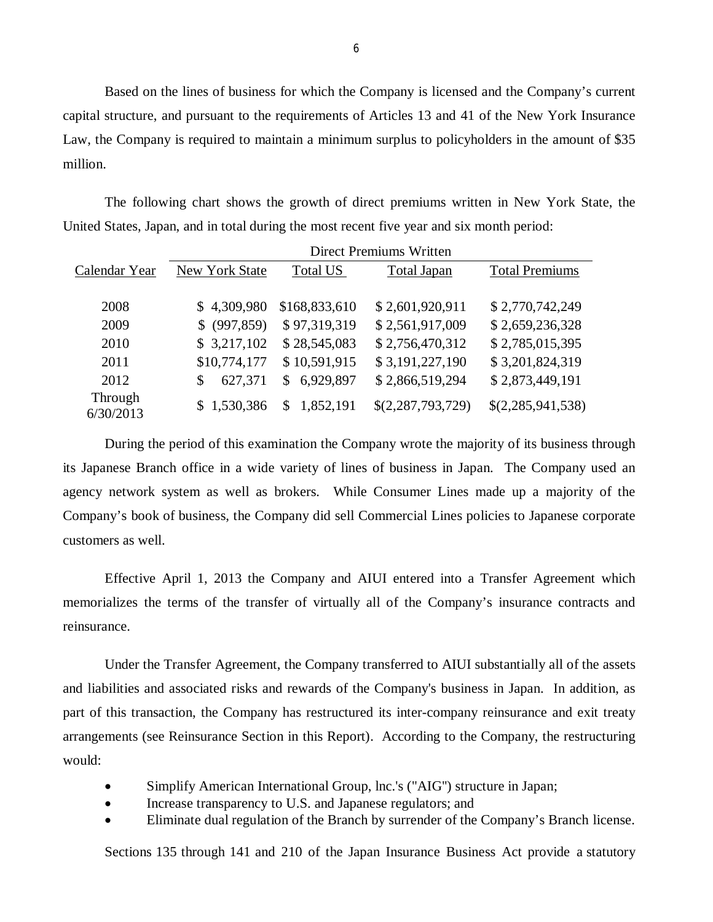Based on the lines of business for which the Company is licensed and the Company's current capital structure, and pursuant to the requirements of Articles 13 and 41 of the New York Insurance Law, the Company is required to maintain a minimum surplus to policyholders in the amount of $35 million.

The following chart shows the growth of direct premiums written in New York State, the United States, Japan, and in total during the most recent five year and six month period:

| | Direct Premiums Written | | | |
|---|---|---|---|---|
| Calendar Year | New York State | Total US | Total Japan | Total Premiums |
| 2008 | $ 4,309,980 | $168,833,610 | $ 2,601,920,911 | $ 2,770,742,249 |
| 2009 | $ (997,859) | $ 97,319,319 | $ 2,561,917,009 | $ 2,659,236,328 |
| 2010 | $ 3,217,102 | $ 28,545,083 | $ 2,756,470,312 | $ 2,785,015,395 |
| 2011 | $10,774,177 | $ 10,591,915 | $ 3,191,227,190 | $ 3,201,824,319 |
| 2012 | $ 627,371 | $ 6,929,897 | $ 2,866,519,294 | $ 2,873,449,191 |
| Through 6/30/2013 | $ 1,530,386 | $ 1,852,191 | $(2,287,793,729) | $(2,285,941,538) |

During the period of this examination the Company wrote the majority of its business through its Japanese Branch office in a wide variety of lines of business in Japan. The Company used an agency network system as well as brokers. While Consumer Lines made up a majority of the Company's book of business, the Company did sell Commercial Lines policies to Japanese corporate customers as well.

Effective April 1, 2013 the Company and AIUI entered into a Transfer Agreement which memorializes the terms of the transfer of virtually all of the Company's insurance contracts and reinsurance.

Under the Transfer Agreement, the Company transferred to AIUI substantially all of the assets and liabilities and associated risks and rewards of the Company's business in Japan. In addition, as part of this transaction, the Company has restructured its inter-company reinsurance and exit treaty arrangements (see Reinsurance Section in this Report). According to the Company, the restructuring would:

- Simplify American International Group, lnc.'s ("AIG") structure in Japan;
- Increase transparency to U.S. and Japanese regulators; and
- Eliminate dual regulation of the Branch by surrender of the Company's Branch license.

Sections 135 through 141 and 210 of the Japan Insurance Business Act provide a statutory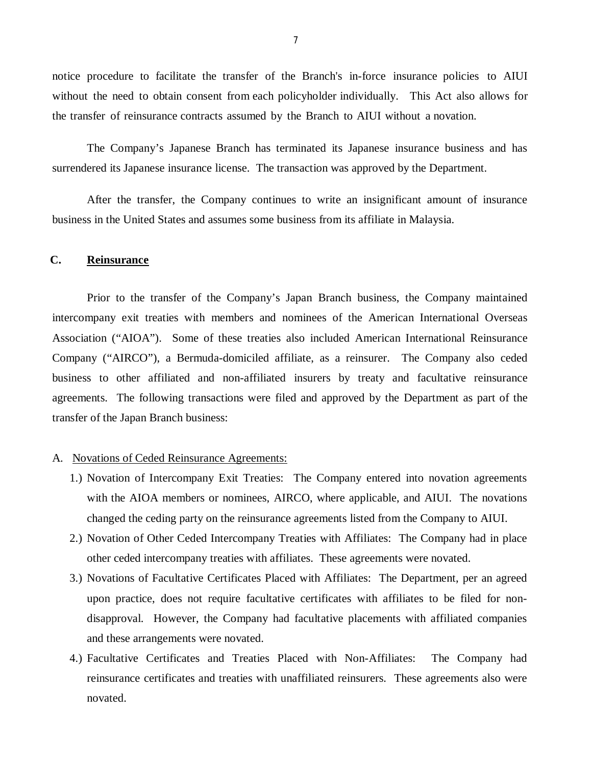notice procedure to facilitate the transfer of the Branch's in-force insurance policies to AIUI without the need to obtain consent from each policyholder individually. This Act also allows for the transfer of reinsurance contracts assumed by the Branch to AIUI without a novation.

The Company's Japanese Branch has terminated its Japanese insurance business and has surrendered its Japanese insurance license. The transaction was approved by the Department.

After the transfer, the Company continues to write an insignificant amount of insurance business in the United States and assumes some business from its affiliate in Malaysia.

## C. Reinsurance

Prior to the transfer of the Company's Japan Branch business, the Company maintained intercompany exit treaties with members and nominees of the American International Overseas Association ("AIOA"). Some of these treaties also included American International Reinsurance Company ("AIRCO"), a Bermuda-domiciled affiliate, as a reinsurer. The Company also ceded business to other affiliated and non-affiliated insurers by treaty and facultative reinsurance agreements. The following transactions were filed and approved by the Department as part of the transfer of the Japan Branch business:

A. <u>Novations of Ceded Reinsurance Agreements:</u>

1.) Novation of Intercompany Exit Treaties: The Company entered into novation agreements with the AIOA members or nominees, AIRCO, where applicable, and AIUI. The novations changed the ceding party on the reinsurance agreements listed from the Company to AIUI.

2.) Novation of Other Ceded Intercompany Treaties with Affiliates: The Company had in place other ceded intercompany treaties with affiliates. These agreements were novated.

3.) Novations of Facultative Certificates Placed with Affiliates: The Department, per an agreed upon practice, does not require facultative certificates with affiliates to be filed for non-disapproval. However, the Company had facultative placements with affiliated companies and these arrangements were novated.

4.) Facultative Certificates and Treaties Placed with Non-Affiliates: The Company had reinsurance certificates and treaties with unaffiliated reinsurers. These agreements also were novated.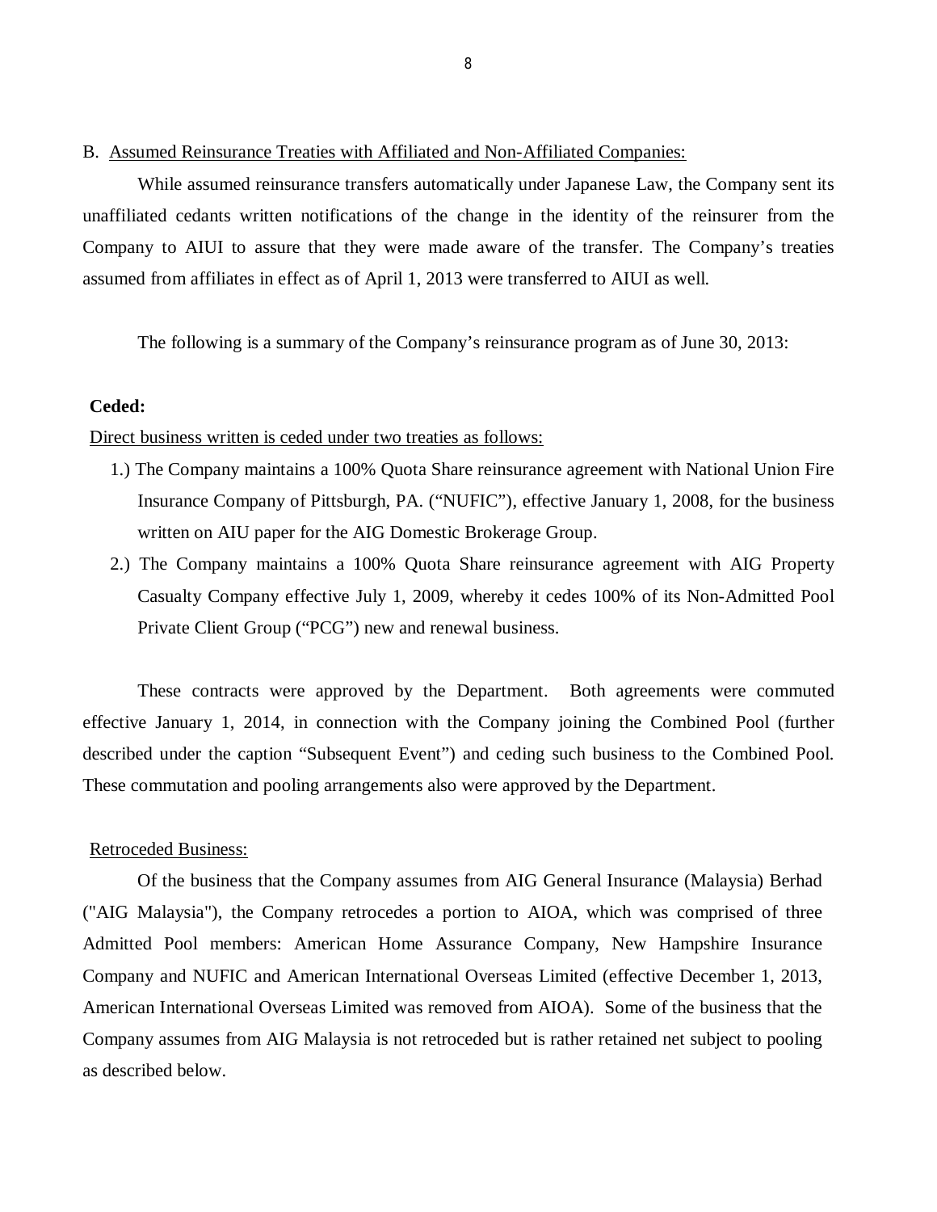B. Assumed Reinsurance Treaties with Affiliated and Non-Affiliated Companies:

While assumed reinsurance transfers automatically under Japanese Law, the Company sent its unaffiliated cedants written notifications of the change in the identity of the reinsurer from the Company to AIUI to assure that they were made aware of the transfer. The Company's treaties assumed from affiliates in effect as of April 1, 2013 were transferred to AIUI as well.

The following is a summary of the Company's reinsurance program as of June 30, 2013:

**Ceded:**

Direct business written is ceded under two treaties as follows:

1.) The Company maintains a 100% Quota Share reinsurance agreement with National Union Fire Insurance Company of Pittsburgh, PA. ("NUFIC"), effective January 1, 2008, for the business written on AIU paper for the AIG Domestic Brokerage Group.

2.) The Company maintains a 100% Quota Share reinsurance agreement with AIG Property Casualty Company effective July 1, 2009, whereby it cedes 100% of its Non-Admitted Pool Private Client Group ("PCG") new and renewal business.

These contracts were approved by the Department. Both agreements were commuted effective January 1, 2014, in connection with the Company joining the Combined Pool (further described under the caption "Subsequent Event") and ceding such business to the Combined Pool. These commutation and pooling arrangements also were approved by the Department.

Retroceded Business:

Of the business that the Company assumes from AIG General Insurance (Malaysia) Berhad ("AIG Malaysia"), the Company retrocedes a portion to AIOA, which was comprised of three Admitted Pool members: American Home Assurance Company, New Hampshire Insurance Company and NUFIC and American International Overseas Limited (effective December 1, 2013, American International Overseas Limited was removed from AIOA). Some of the business that the Company assumes from AIG Malaysia is not retroceded but is rather retained net subject to pooling as described below.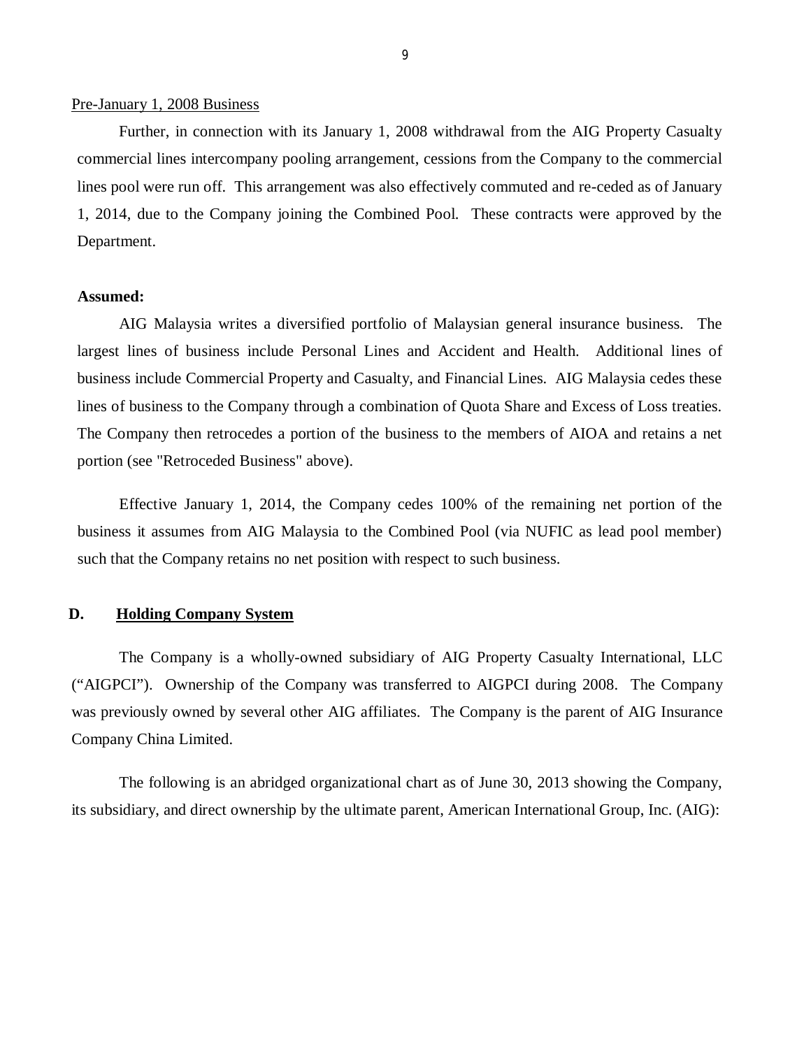Pre-January 1, 2008 Business

Further, in connection with its January 1, 2008 withdrawal from the AIG Property Casualty commercial lines intercompany pooling arrangement, cessions from the Company to the commercial lines pool were run off. This arrangement was also effectively commuted and re-ceded as of January 1, 2014, due to the Company joining the Combined Pool. These contracts were approved by the Department.

**Assumed:**

AIG Malaysia writes a diversified portfolio of Malaysian general insurance business. The largest lines of business include Personal Lines and Accident and Health. Additional lines of business include Commercial Property and Casualty, and Financial Lines. AIG Malaysia cedes these lines of business to the Company through a combination of Quota Share and Excess of Loss treaties. The Company then retrocedes a portion of the business to the members of AIOA and retains a net portion (see "Retroceded Business" above).

Effective January 1, 2014, the Company cedes 100% of the remaining net portion of the business it assumes from AIG Malaysia to the Combined Pool (via NUFIC as lead pool member) such that the Company retains no net position with respect to such business.

## D. Holding Company System

The Company is a wholly-owned subsidiary of AIG Property Casualty International, LLC ("AIGPCI"). Ownership of the Company was transferred to AIGPCI during 2008. The Company was previously owned by several other AIG affiliates. The Company is the parent of AIG Insurance Company China Limited.

The following is an abridged organizational chart as of June 30, 2013 showing the Company, its subsidiary, and direct ownership by the ultimate parent, American International Group, Inc. (AIG):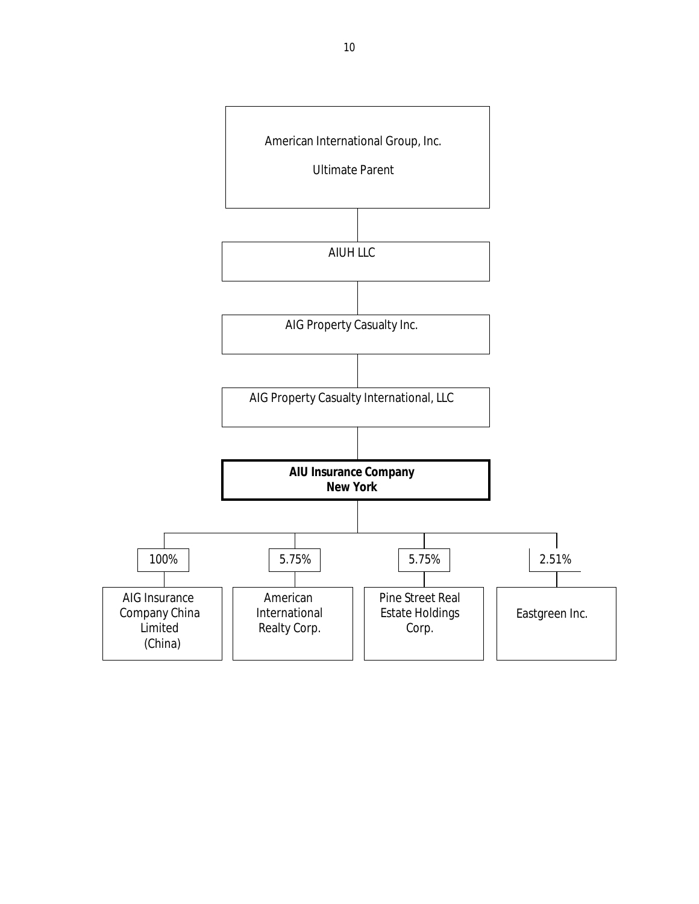American International Group, Inc.

Ultimate Parent

AIUH LLC

AIG Property Casualty Inc.

AIG Property Casualty International, LLC

**AIU Insurance Company**
**New York**

100%

AIG Insurance Company China Limited (China)

5.75%

American International Realty Corp.

5.75%

Pine Street Real Estate Holdings Corp.

2.51%

Eastgreen Inc.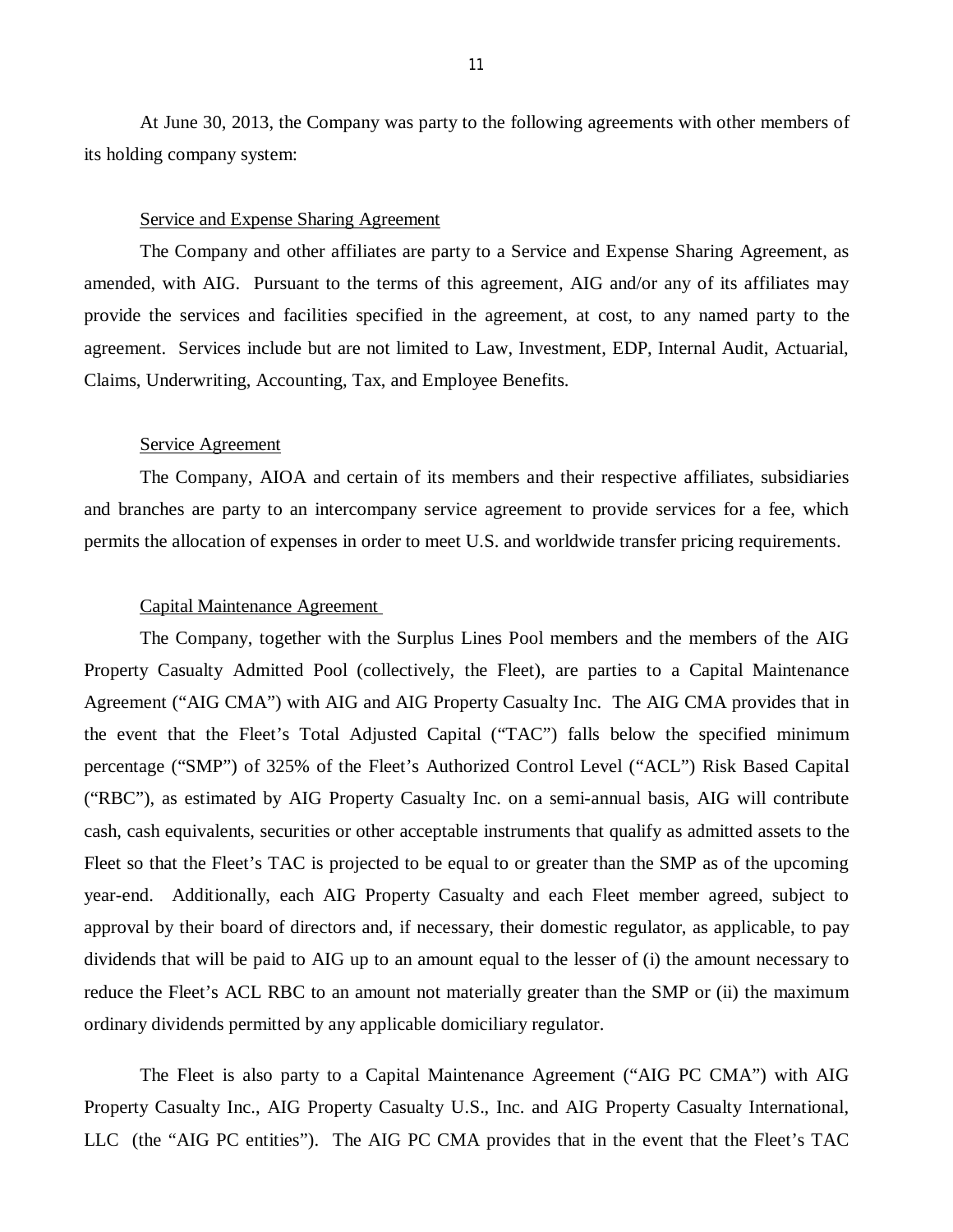At June 30, 2013, the Company was party to the following agreements with other members of its holding company system:

Service and Expense Sharing Agreement

The Company and other affiliates are party to a Service and Expense Sharing Agreement, as amended, with AIG. Pursuant to the terms of this agreement, AIG and/or any of its affiliates may provide the services and facilities specified in the agreement, at cost, to any named party to the agreement. Services include but are not limited to Law, Investment, EDP, Internal Audit, Actuarial, Claims, Underwriting, Accounting, Tax, and Employee Benefits.

Service Agreement

The Company, AIOA and certain of its members and their respective affiliates, subsidiaries and branches are party to an intercompany service agreement to provide services for a fee, which permits the allocation of expenses in order to meet U.S. and worldwide transfer pricing requirements.

Capital Maintenance Agreement

The Company, together with the Surplus Lines Pool members and the members of the AIG Property Casualty Admitted Pool (collectively, the Fleet), are parties to a Capital Maintenance Agreement ("AIG CMA") with AIG and AIG Property Casualty Inc. The AIG CMA provides that in the event that the Fleet's Total Adjusted Capital ("TAC") falls below the specified minimum percentage ("SMP") of 325% of the Fleet's Authorized Control Level ("ACL") Risk Based Capital ("RBC"), as estimated by AIG Property Casualty Inc. on a semi-annual basis, AIG will contribute cash, cash equivalents, securities or other acceptable instruments that qualify as admitted assets to the Fleet so that the Fleet's TAC is projected to be equal to or greater than the SMP as of the upcoming year-end. Additionally, each AIG Property Casualty and each Fleet member agreed, subject to approval by their board of directors and, if necessary, their domestic regulator, as applicable, to pay dividends that will be paid to AIG up to an amount equal to the lesser of (i) the amount necessary to reduce the Fleet's ACL RBC to an amount not materially greater than the SMP or (ii) the maximum ordinary dividends permitted by any applicable domiciliary regulator.

The Fleet is also party to a Capital Maintenance Agreement ("AIG PC CMA") with AIG Property Casualty Inc., AIG Property Casualty U.S., Inc. and AIG Property Casualty International, LLC (the "AIG PC entities"). The AIG PC CMA provides that in the event that the Fleet's TAC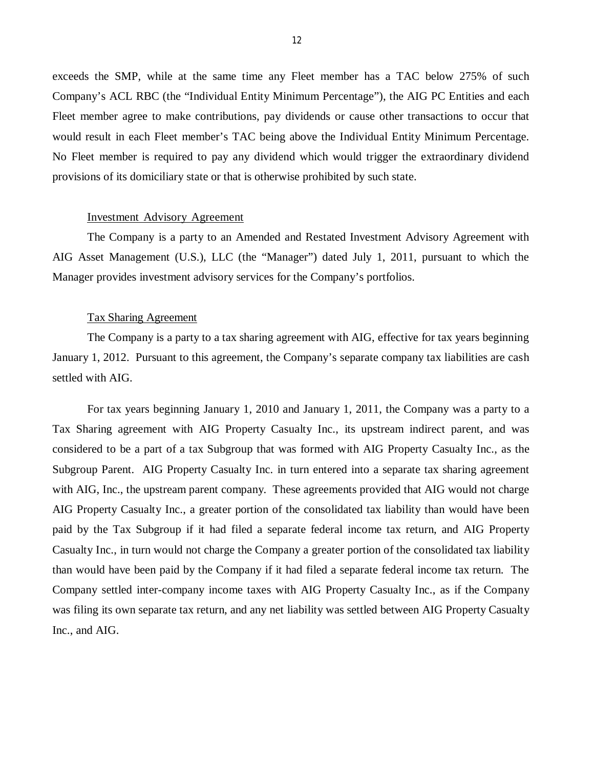exceeds the SMP, while at the same time any Fleet member has a TAC below 275% of such Company's ACL RBC (the "Individual Entity Minimum Percentage"), the AIG PC Entities and each Fleet member agree to make contributions, pay dividends or cause other transactions to occur that would result in each Fleet member's TAC being above the Individual Entity Minimum Percentage. No Fleet member is required to pay any dividend which would trigger the extraordinary dividend provisions of its domiciliary state or that is otherwise prohibited by such state.

Investment Advisory Agreement

The Company is a party to an Amended and Restated Investment Advisory Agreement with AIG Asset Management (U.S.), LLC (the "Manager") dated July 1, 2011, pursuant to which the Manager provides investment advisory services for the Company's portfolios.

Tax Sharing Agreement

The Company is a party to a tax sharing agreement with AIG, effective for tax years beginning January 1, 2012. Pursuant to this agreement, the Company's separate company tax liabilities are cash settled with AIG.

For tax years beginning January 1, 2010 and January 1, 2011, the Company was a party to a Tax Sharing agreement with AIG Property Casualty Inc., its upstream indirect parent, and was considered to be a part of a tax Subgroup that was formed with AIG Property Casualty Inc., as the Subgroup Parent. AIG Property Casualty Inc. in turn entered into a separate tax sharing agreement with AIG, Inc., the upstream parent company. These agreements provided that AIG would not charge AIG Property Casualty Inc., a greater portion of the consolidated tax liability than would have been paid by the Tax Subgroup if it had filed a separate federal income tax return, and AIG Property Casualty Inc., in turn would not charge the Company a greater portion of the consolidated tax liability than would have been paid by the Company if it had filed a separate federal income tax return. The Company settled inter-company income taxes with AIG Property Casualty Inc., as if the Company was filing its own separate tax return, and any net liability was settled between AIG Property Casualty Inc., and AIG.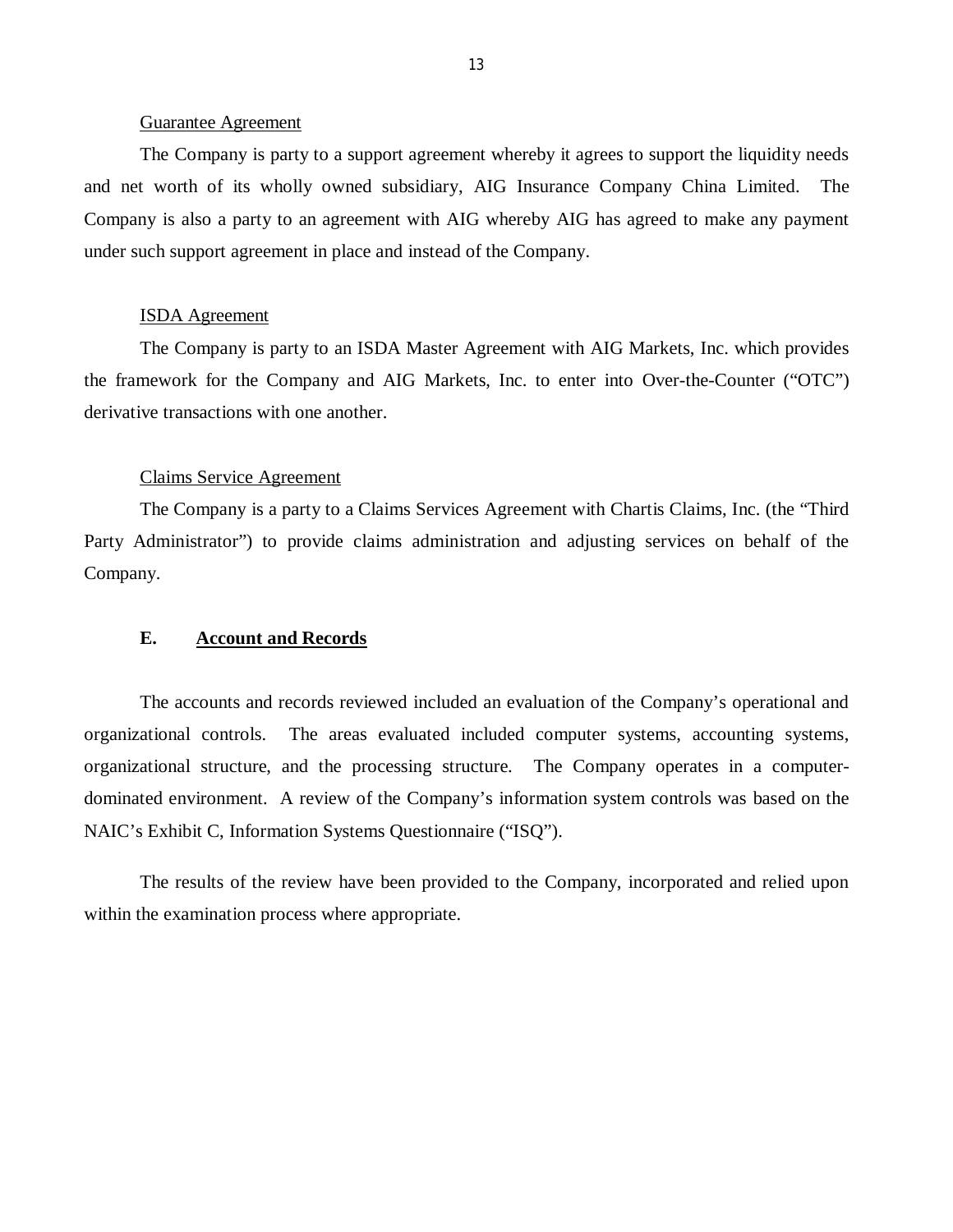Guarantee Agreement

The Company is party to a support agreement whereby it agrees to support the liquidity needs and net worth of its wholly owned subsidiary, AIG Insurance Company China Limited. The Company is also a party to an agreement with AIG whereby AIG has agreed to make any payment under such support agreement in place and instead of the Company.

ISDA Agreement

The Company is party to an ISDA Master Agreement with AIG Markets, Inc. which provides the framework for the Company and AIG Markets, Inc. to enter into Over-the-Counter ("OTC") derivative transactions with one another.

Claims Service Agreement

The Company is a party to a Claims Services Agreement with Chartis Claims, Inc. (the "Third Party Administrator") to provide claims administration and adjusting services on behalf of the Company.

## E. Account and Records

The accounts and records reviewed included an evaluation of the Company's operational and organizational controls. The areas evaluated included computer systems, accounting systems, organizational structure, and the processing structure. The Company operates in a computer-dominated environment. A review of the Company's information system controls was based on the NAIC's Exhibit C, Information Systems Questionnaire ("ISQ").

The results of the review have been provided to the Company, incorporated and relied upon within the examination process where appropriate.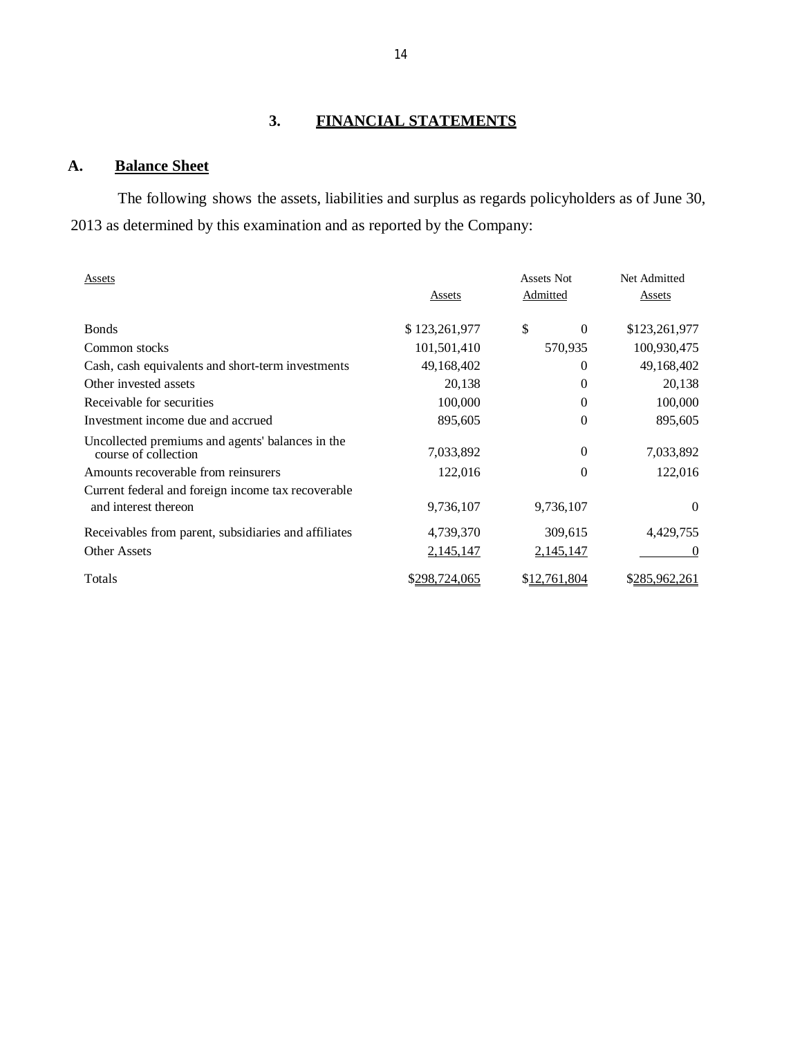# 3. FINANCIAL STATEMENTS

## A. Balance Sheet

The following shows the assets, liabilities and surplus as regards policyholders as of June 30, 2013 as determined by this examination and as reported by the Company:

| Assets | Assets | Assets Not Admitted | Net Admitted Assets |
|---|---|---|---|
| Bonds | $ 123,261,977 | $ 0 | $123,261,977 |
| Common stocks | 101,501,410 | 570,935 | 100,930,475 |
| Cash, cash equivalents and short-term investments | 49,168,402 | 0 | 49,168,402 |
| Other invested assets | 20,138 | 0 | 20,138 |
| Receivable for securities | 100,000 | 0 | 100,000 |
| Investment income due and accrued | 895,605 | 0 | 895,605 |
| Uncollected premiums and agents' balances in the course of collection | 7,033,892 | 0 | 7,033,892 |
| Amounts recoverable from reinsurers | 122,016 | 0 | 122,016 |
| Current federal and foreign income tax recoverable and interest thereon | 9,736,107 | 9,736,107 | 0 |
| Receivables from parent, subsidiaries and affiliates | 4,739,370 | 309,615 | 4,429,755 |
| Other Assets | 2,145,147 | 2,145,147 | 0 |
| Totals | $298,724,065 | $12,761,804 | $285,962,261 |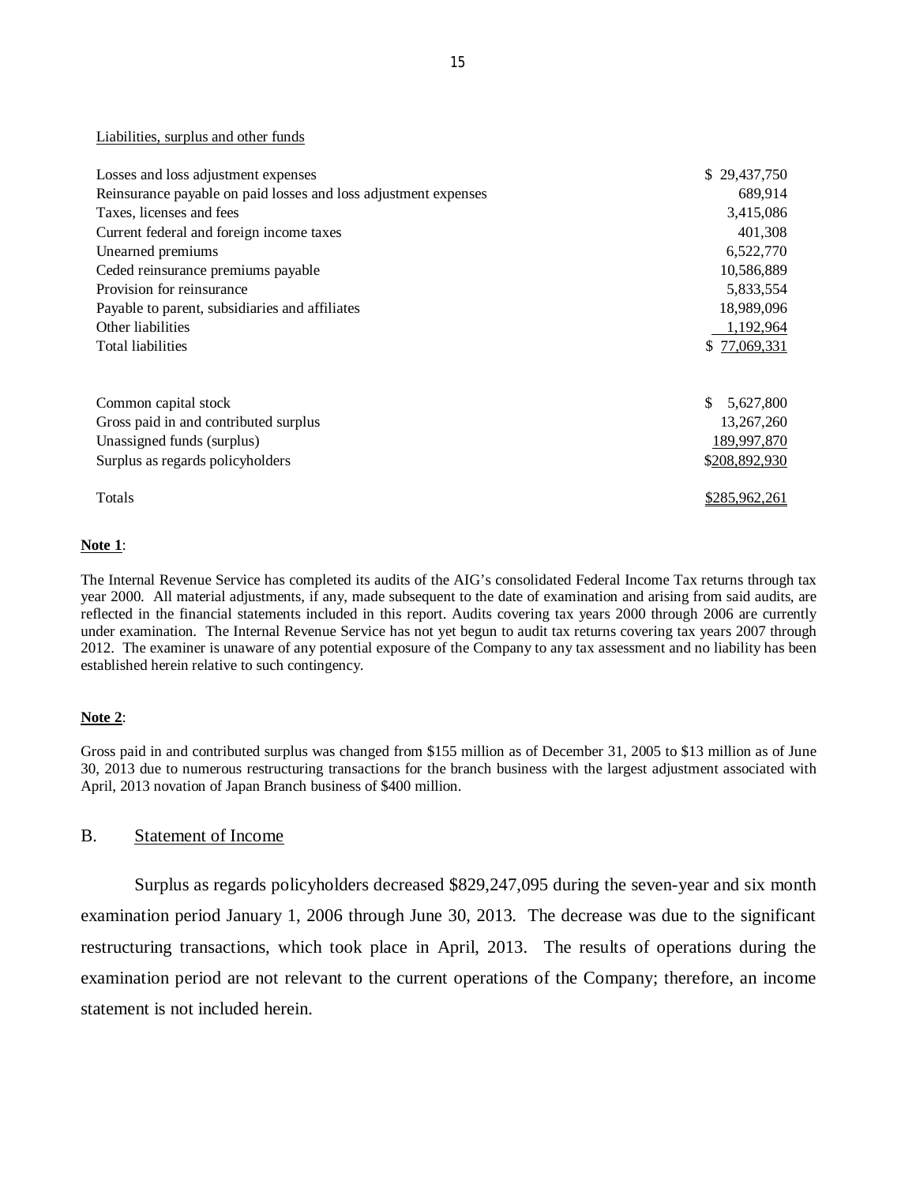Liabilities, surplus and other funds

| | |
|---|---|
| Losses and loss adjustment expenses | $ 29,437,750 |
| Reinsurance payable on paid losses and loss adjustment expenses | 689,914 |
| Taxes, licenses and fees | 3,415,086 |
| Current federal and foreign income taxes | 401,308 |
| Unearned premiums | 6,522,770 |
| Ceded reinsurance premiums payable | 10,586,889 |
| Provision for reinsurance | 5,833,554 |
| Payable to parent, subsidiaries and affiliates | 18,989,096 |
| Other liabilities | 1,192,964 |
| Total liabilities | $ 77,069,331 |
| | |
| Common capital stock | $ 5,627,800 |
| Gross paid in and contributed surplus | 13,267,260 |
| Unassigned funds (surplus) | 189,997,870 |
| Surplus as regards policyholders | $208,892,930 |
| | |
| Totals | $285,962,261 |

**Note 1**:

The Internal Revenue Service has completed its audits of the AIG's consolidated Federal Income Tax returns through tax year 2000. All material adjustments, if any, made subsequent to the date of examination and arising from said audits, are reflected in the financial statements included in this report. Audits covering tax years 2000 through 2006 are currently under examination. The Internal Revenue Service has not yet begun to audit tax returns covering tax years 2007 through 2012. The examiner is unaware of any potential exposure of the Company to any tax assessment and no liability has been established herein relative to such contingency.

**Note 2**:

Gross paid in and contributed surplus was changed from $155 million as of December 31, 2005 to $13 million as of June 30, 2013 due to numerous restructuring transactions for the branch business with the largest adjustment associated with April, 2013 novation of Japan Branch business of $400 million.

## B. Statement of Income

Surplus as regards policyholders decreased $829,247,095 during the seven-year and six month examination period January 1, 2006 through June 30, 2013. The decrease was due to the significant restructuring transactions, which took place in April, 2013. The results of operations during the examination period are not relevant to the current operations of the Company; therefore, an income statement is not included herein.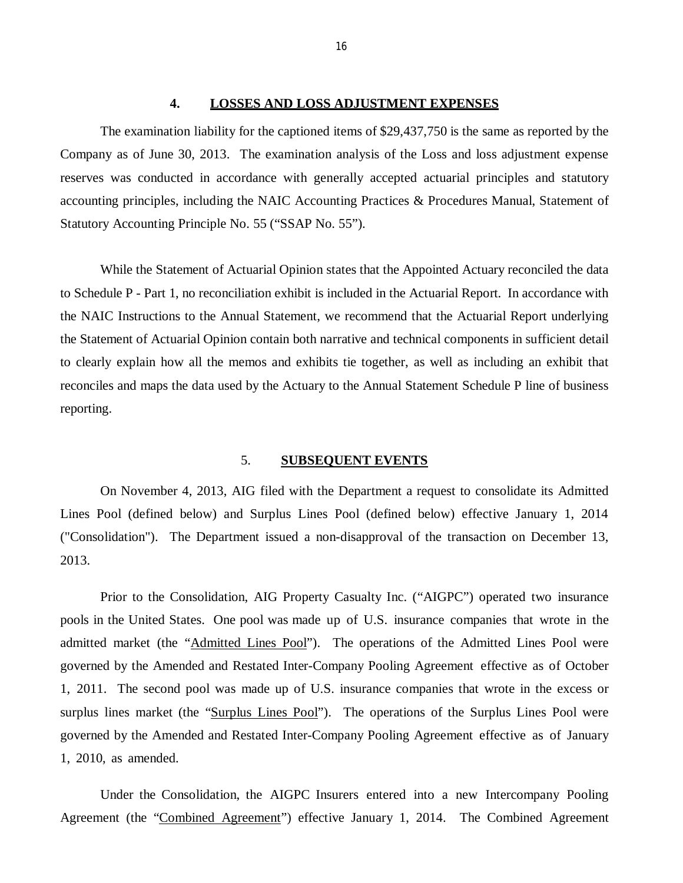## 4. LOSSES AND LOSS ADJUSTMENT EXPENSES

The examination liability for the captioned items of $29,437,750 is the same as reported by the Company as of June 30, 2013. The examination analysis of the Loss and loss adjustment expense reserves was conducted in accordance with generally accepted actuarial principles and statutory accounting principles, including the NAIC Accounting Practices & Procedures Manual, Statement of Statutory Accounting Principle No. 55 ("SSAP No. 55").

While the Statement of Actuarial Opinion states that the Appointed Actuary reconciled the data to Schedule P - Part 1, no reconciliation exhibit is included in the Actuarial Report. In accordance with the NAIC Instructions to the Annual Statement, we recommend that the Actuarial Report underlying the Statement of Actuarial Opinion contain both narrative and technical components in sufficient detail to clearly explain how all the memos and exhibits tie together, as well as including an exhibit that reconciles and maps the data used by the Actuary to the Annual Statement Schedule P line of business reporting.

## 5. SUBSEQUENT EVENTS

On November 4, 2013, AIG filed with the Department a request to consolidate its Admitted Lines Pool (defined below) and Surplus Lines Pool (defined below) effective January 1, 2014 ("Consolidation"). The Department issued a non-disapproval of the transaction on December 13, 2013.

Prior to the Consolidation, AIG Property Casualty Inc. ("AIGPC") operated two insurance pools in the United States. One pool was made up of U.S. insurance companies that wrote in the admitted market (the "Admitted Lines Pool"). The operations of the Admitted Lines Pool were governed by the Amended and Restated Inter-Company Pooling Agreement effective as of October 1, 2011. The second pool was made up of U.S. insurance companies that wrote in the excess or surplus lines market (the "Surplus Lines Pool"). The operations of the Surplus Lines Pool were governed by the Amended and Restated Inter-Company Pooling Agreement effective as of January 1, 2010, as amended.

Under the Consolidation, the AIGPC Insurers entered into a new Intercompany Pooling Agreement (the "Combined Agreement") effective January 1, 2014. The Combined Agreement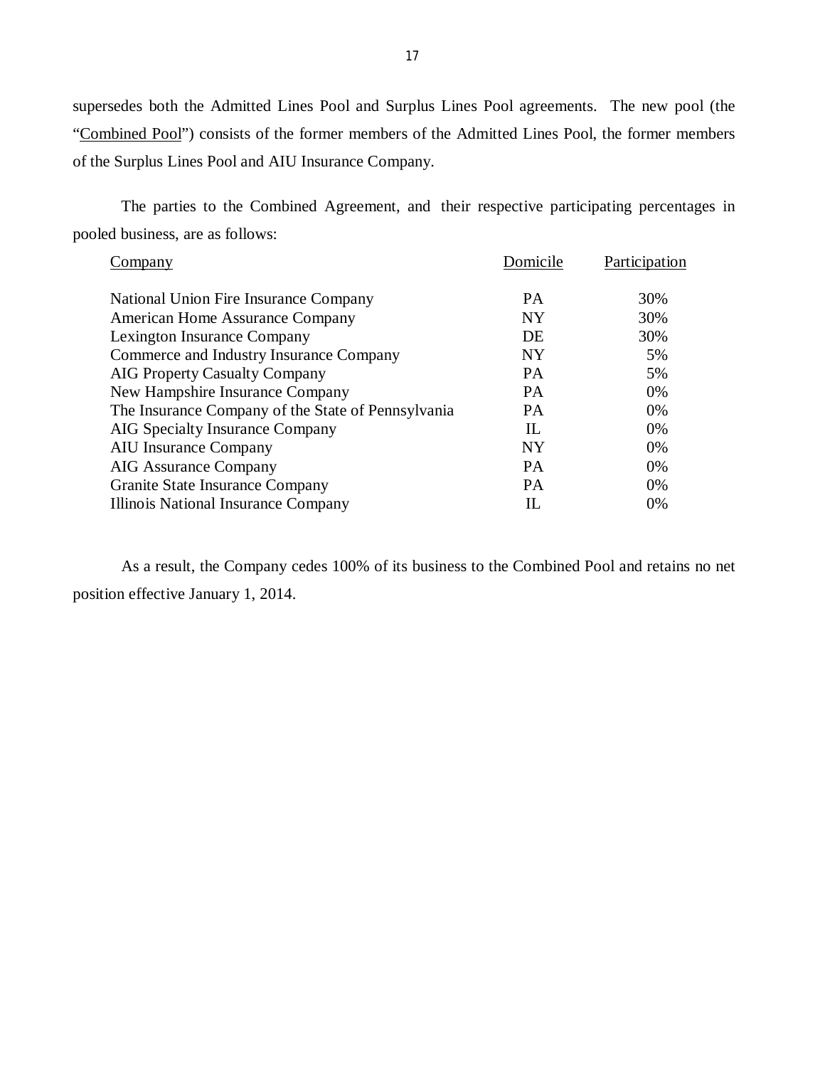supersedes both the Admitted Lines Pool and Surplus Lines Pool agreements. The new pool (the "Combined Pool") consists of the former members of the Admitted Lines Pool, the former members of the Surplus Lines Pool and AIU Insurance Company.

The parties to the Combined Agreement, and their respective participating percentages in pooled business, are as follows:

| Company | Domicile | Participation |
|---|---|---|
| National Union Fire Insurance Company | PA | 30% |
| American Home Assurance Company | NY | 30% |
| Lexington Insurance Company | DE | 30% |
| Commerce and Industry Insurance Company | NY | 5% |
| AIG Property Casualty Company | PA | 5% |
| New Hampshire Insurance Company | PA | 0% |
| The Insurance Company of the State of Pennsylvania | PA | 0% |
| AIG Specialty Insurance Company | IL | 0% |
| AIU Insurance Company | NY | 0% |
| AIG Assurance Company | PA | 0% |
| Granite State Insurance Company | PA | 0% |
| Illinois National Insurance Company | IL | 0% |

As a result, the Company cedes 100% of its business to the Combined Pool and retains no net position effective January 1, 2014.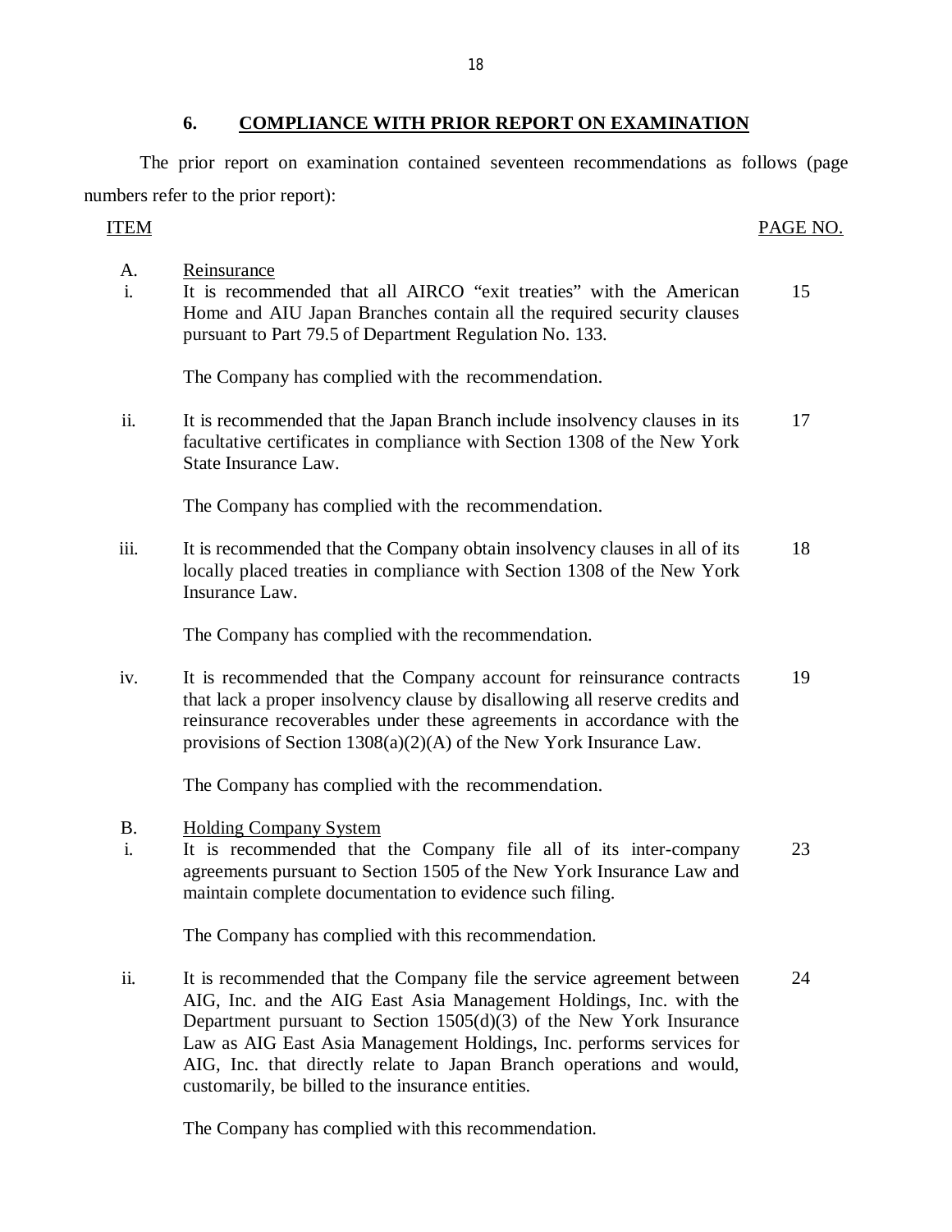## 6. COMPLIANCE WITH PRIOR REPORT ON EXAMINATION

The prior report on examination contained seventeen recommendations as follows (page numbers refer to the prior report):

| ITEM | | PAGE NO. |
|---|---|---|
| A. | Reinsurance | |
| i. | It is recommended that all AIRCO "exit treaties" with the American Home and AIU Japan Branches contain all the required security clauses pursuant to Part 79.5 of Department Regulation No. 133. | 15 |
| | The Company has complied with the recommendation. | |
| ii. | It is recommended that the Japan Branch include insolvency clauses in its facultative certificates in compliance with Section 1308 of the New York State Insurance Law. | 17 |
| | The Company has complied with the recommendation. | |
| iii. | It is recommended that the Company obtain insolvency clauses in all of its locally placed treaties in compliance with Section 1308 of the New York Insurance Law. | 18 |
| | The Company has complied with the recommendation. | |
| iv. | It is recommended that the Company account for reinsurance contracts that lack a proper insolvency clause by disallowing all reserve credits and reinsurance recoverables under these agreements in accordance with the provisions of Section 1308(a)(2)(A) of the New York Insurance Law. | 19 |
| | The Company has complied with the recommendation. | |
| B. | Holding Company System | |
| i. | It is recommended that the Company file all of its inter-company agreements pursuant to Section 1505 of the New York Insurance Law and maintain complete documentation to evidence such filing. | 23 |
| | The Company has complied with this recommendation. | |
| ii. | It is recommended that the Company file the service agreement between AIG, Inc. and the AIG East Asia Management Holdings, Inc. with the Department pursuant to Section 1505(d)(3) of the New York Insurance Law as AIG East Asia Management Holdings, Inc. performs services for AIG, Inc. that directly relate to Japan Branch operations and would, customarily, be billed to the insurance entities. | 24 |
| | The Company has complied with this recommendation. | |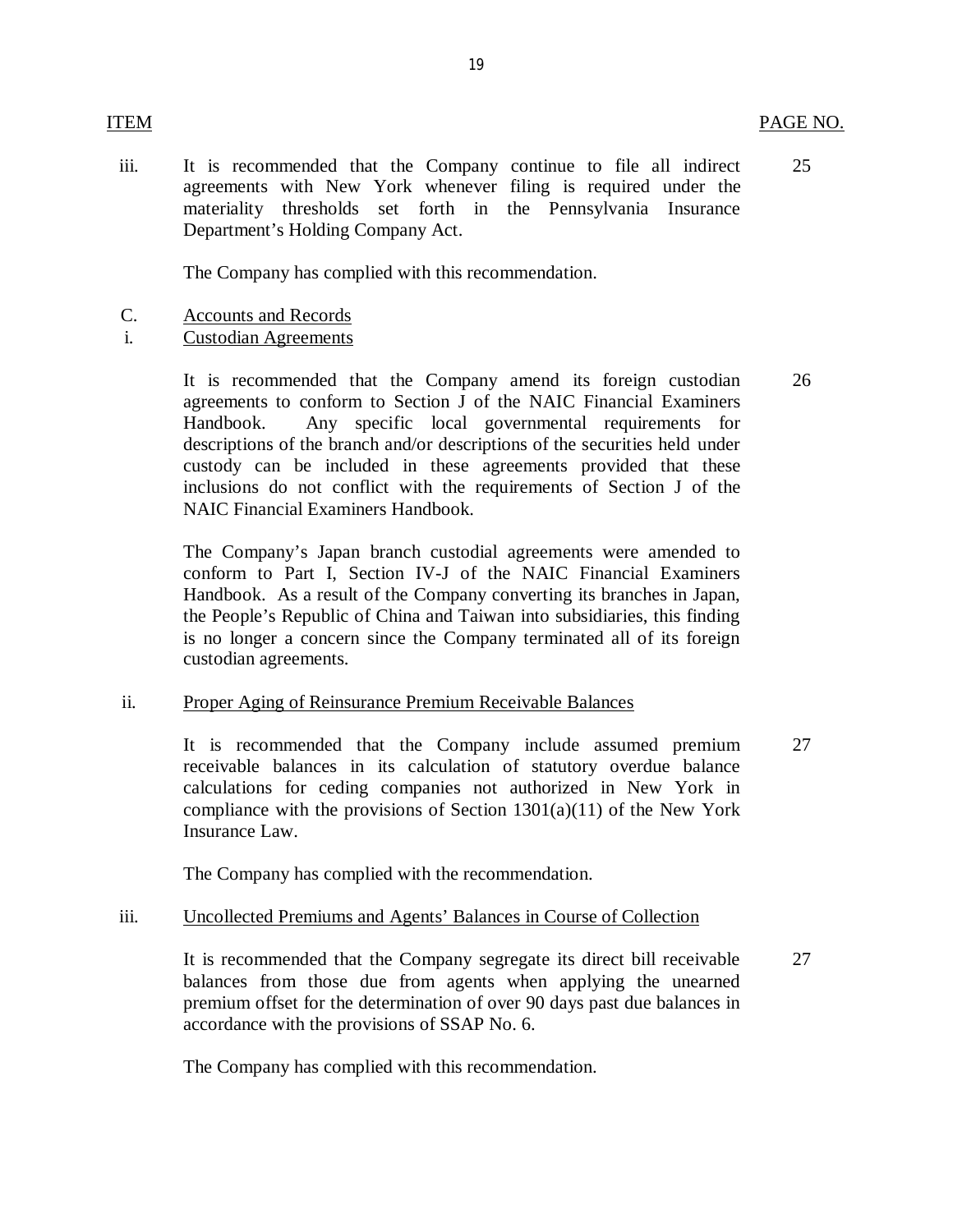| ITEM | | PAGE NO. |
|---|---|---|
| iii. | It is recommended that the Company continue to file all indirect agreements with New York whenever filing is required under the materiality thresholds set forth in the Pennsylvania Insurance Department's Holding Company Act.<br><br>The Company has complied with this recommendation. | 25 |
| C. | Accounts and Records | |
| i. | Custodian Agreements | |
| | It is recommended that the Company amend its foreign custodian agreements to conform to Section J of the NAIC Financial Examiners Handbook. Any specific local governmental requirements for descriptions of the branch and/or descriptions of the securities held under custody can be included in these agreements provided that these inclusions do not conflict with the requirements of Section J of the NAIC Financial Examiners Handbook.<br><br>The Company's Japan branch custodial agreements were amended to conform to Part I, Section IV-J of the NAIC Financial Examiners Handbook. As a result of the Company converting its branches in Japan, the People's Republic of China and Taiwan into subsidiaries, this finding is no longer a concern since the Company terminated all of its foreign custodian agreements. | 26 |
| ii. | Proper Aging of Reinsurance Premium Receivable Balances | |
| | It is recommended that the Company include assumed premium receivable balances in its calculation of statutory overdue balance calculations for ceding companies not authorized in New York in compliance with the provisions of Section 1301(a)(11) of the New York Insurance Law.<br><br>The Company has complied with the recommendation. | 27 |
| iii. | Uncollected Premiums and Agents' Balances in Course of Collection | |
| | It is recommended that the Company segregate its direct bill receivable balances from those due from agents when applying the unearned premium offset for the determination of over 90 days past due balances in accordance with the provisions of SSAP No. 6.<br><br>The Company has complied with this recommendation. | 27 |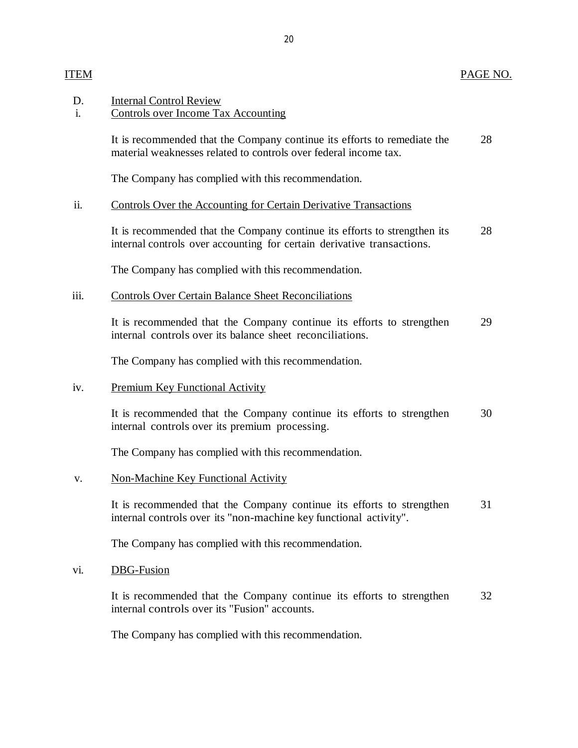| ITEM | | PAGE NO. |
|---|---|---|
| D. | Internal Control Review | |
| i. | Controls over Income Tax Accounting | |
| | It is recommended that the Company continue its efforts to remediate the material weaknesses related to controls over federal income tax. | 28 |
| | The Company has complied with this recommendation. | |
| ii. | Controls Over the Accounting for Certain Derivative Transactions | |
| | It is recommended that the Company continue its efforts to strengthen its internal controls over accounting for certain derivative transactions. | 28 |
| | The Company has complied with this recommendation. | |
| iii. | Controls Over Certain Balance Sheet Reconciliations | |
| | It is recommended that the Company continue its efforts to strengthen internal controls over its balance sheet reconciliations. | 29 |
| | The Company has complied with this recommendation. | |
| iv. | Premium Key Functional Activity | |
| | It is recommended that the Company continue its efforts to strengthen internal controls over its premium processing. | 30 |
| | The Company has complied with this recommendation. | |
| v. | Non-Machine Key Functional Activity | |
| | It is recommended that the Company continue its efforts to strengthen internal controls over its "non-machine key functional activity". | 31 |
| | The Company has complied with this recommendation. | |
| vi. | DBG-Fusion | |
| | It is recommended that the Company continue its efforts to strengthen internal controls over its "Fusion" accounts. | 32 |
| | The Company has complied with this recommendation. | |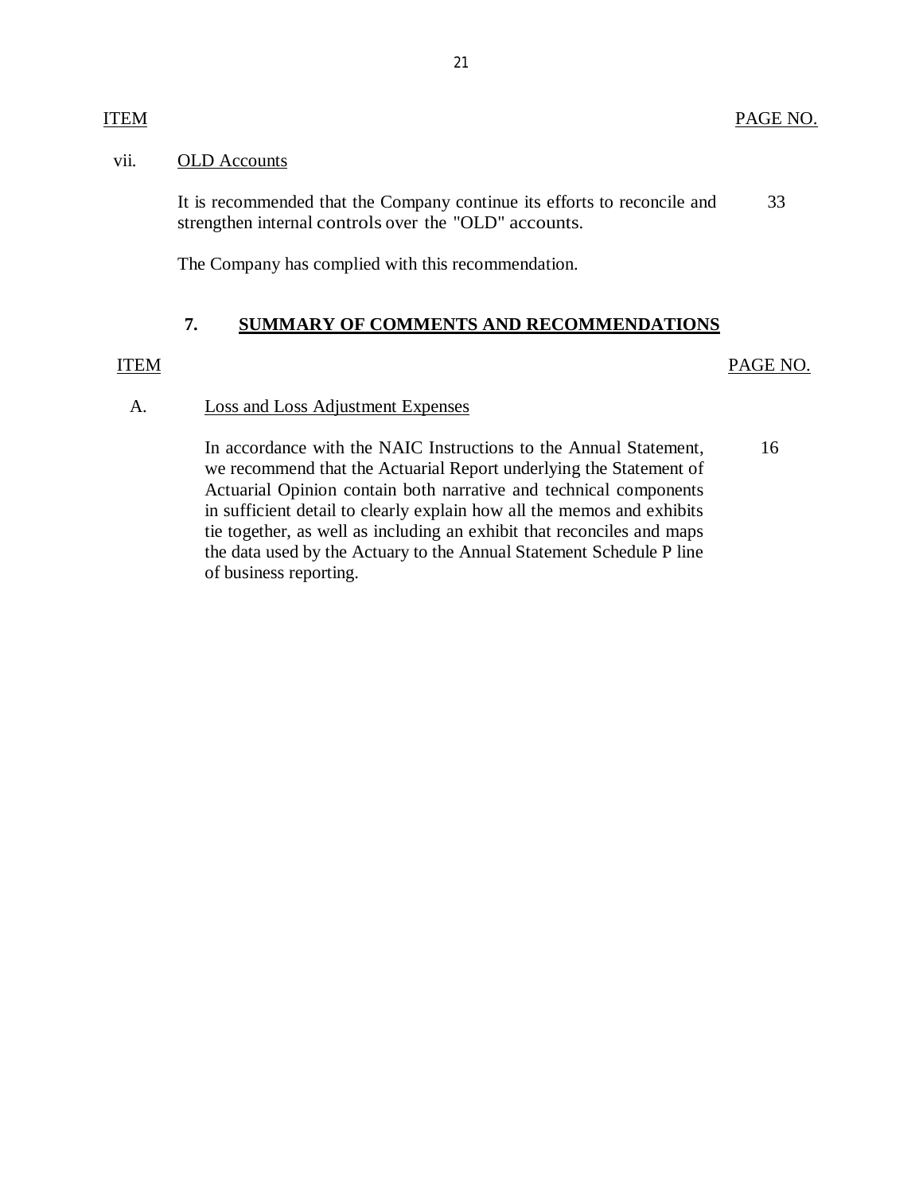ITEM PAGE NO.

vii. OLD Accounts

It is recommended that the Company continue its efforts to reconcile and strengthen internal controls over the "OLD" accounts. 33

The Company has complied with this recommendation.

## 7. SUMMARY OF COMMENTS AND RECOMMENDATIONS

ITEM PAGE NO.

A. Loss and Loss Adjustment Expenses

In accordance with the NAIC Instructions to the Annual Statement, we recommend that the Actuarial Report underlying the Statement of Actuarial Opinion contain both narrative and technical components in sufficient detail to clearly explain how all the memos and exhibits tie together, as well as including an exhibit that reconciles and maps the data used by the Actuary to the Annual Statement Schedule P line of business reporting. 16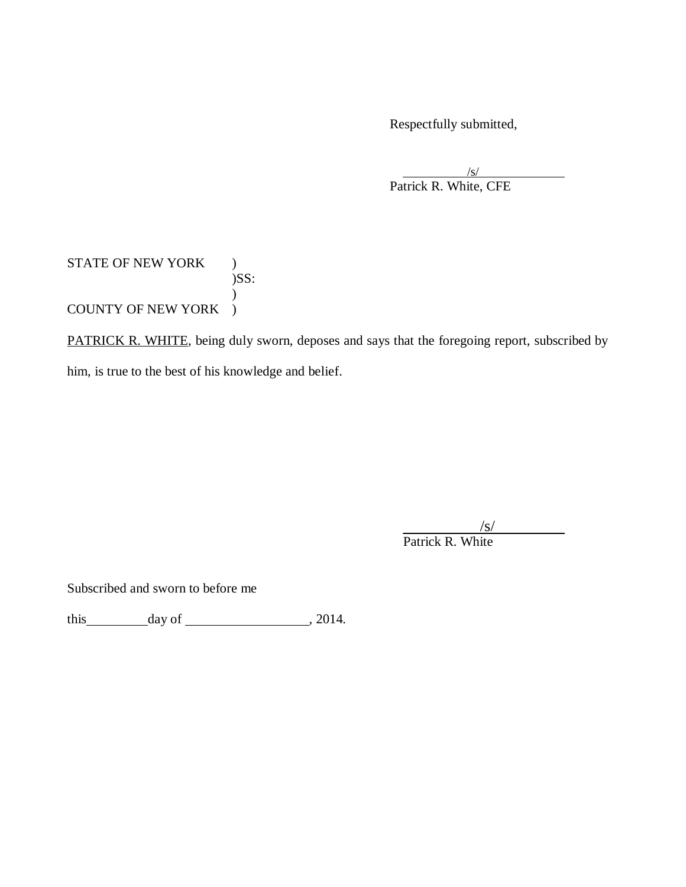Respectfully submitted,

/s/
Patrick R. White, CFE

STATE OF NEW YORK )
)SS:
)
COUNTY OF NEW YORK )

PATRICK R. WHITE, being duly sworn, deposes and says that the foregoing report, subscribed by him, is true to the best of his knowledge and belief.

/s/
Patrick R. White

Subscribed and sworn to before me

this\_\_\_\_\_\_\_\_\_day of \_\_\_\_\_\_\_\_\_\_\_\_\_\_\_\_\_\_, 2014.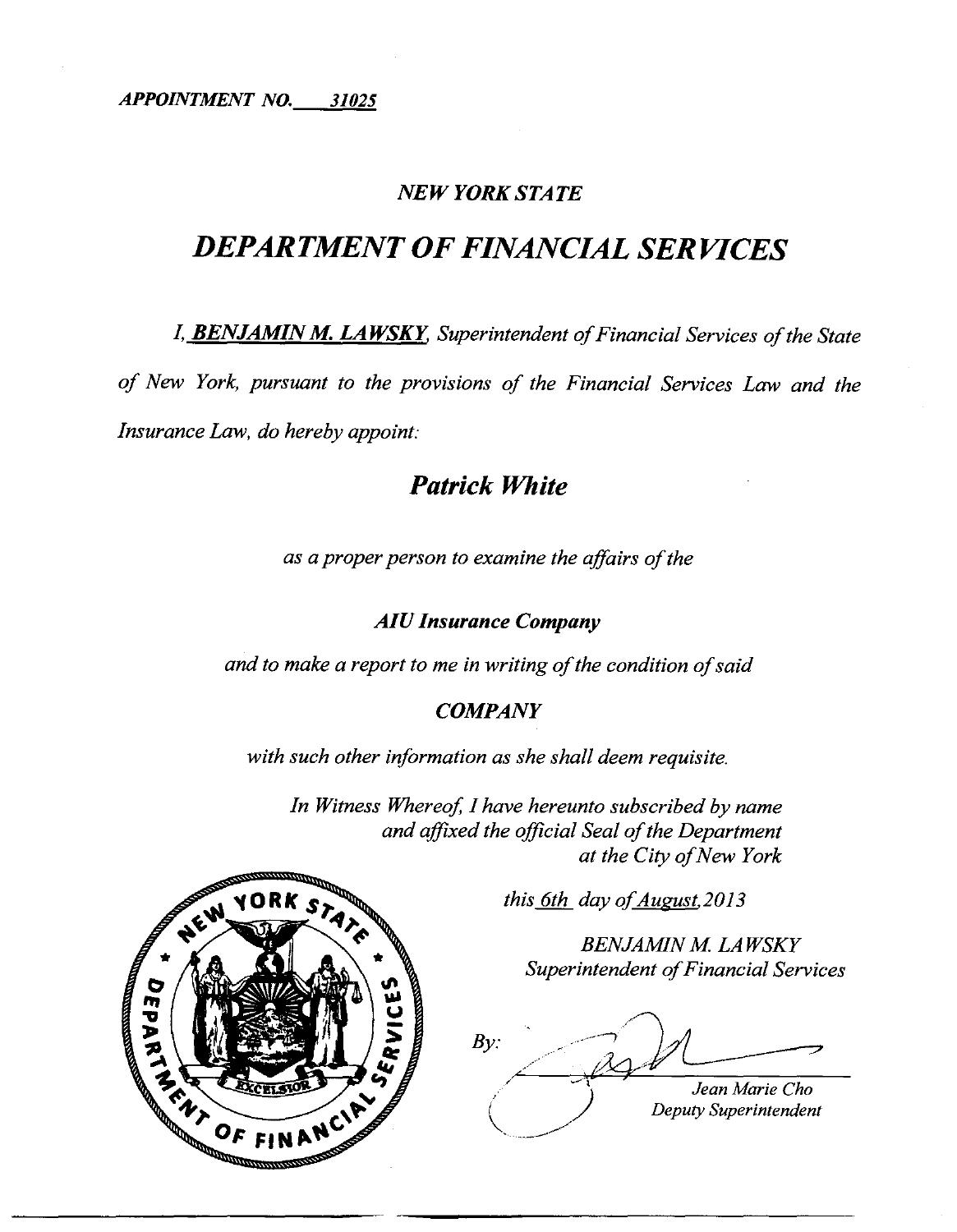*APPOINTMENT NO. 31025*

*NEW YORK STATE*

# *DEPARTMENT OF FINANCIAL SERVICES*

*I, **BENJAMIN M. LAWSKY**, Superintendent of Financial Services of the State of New York, pursuant to the provisions of the Financial Services Law and the Insurance Law, do hereby appoint:*

## ***Patrick White***

*as a proper person to examine the affairs of the*

***AIU Insurance Company***

*and to make a report to me in writing of the condition of said*

***COMPANY***

*with such other information as she shall deem requisite.*

*In Witness Whereof, I have hereunto subscribed by name and affixed the official Seal of the Department at the City of New York*

*this 6th day of August, 2013*

*BENJAMIN M. LAWSKY*
*Superintendent of Financial Services*

*By:*

*Jean Marie Cho*
*Deputy Superintendent*

NEW YORK STATE DEPARTMENT OF FINANCIAL SERVICES

EXCELSIOR